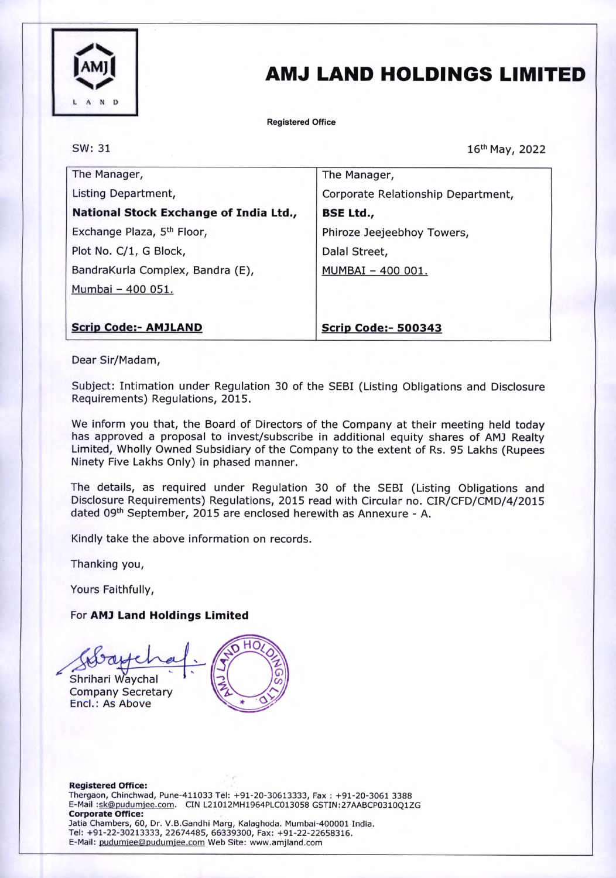# AMJ LAND HOLDINGS LIMITED

**Registered Office**

SW: 31

16th May, 2022

| The Manager, | The Manager, |
|---|---|
| Listing Department, | Corporate Relationship Department, |
| **National Stock Exchange of India Ltd.,** | **BSE Ltd.,** |
| Exchange Plaza, 5th Floor, | Phiroze Jeejeebhoy Towers, |
| Plot No. C/1, G Block, | Dalal Street, |
| BandraKurla Complex, Bandra (E), | MUMBAI – 400 001. |
| Mumbai – 400 051. | |
| **Scrip Code:- AMJLAND** | **Scrip Code:- 500343** |

Dear Sir/Madam,

Subject: Intimation under Regulation 30 of the SEBI (Listing Obligations and Disclosure Requirements) Regulations, 2015.

We inform you that, the Board of Directors of the Company at their meeting held today has approved a proposal to invest/subscribe in additional equity shares of AMJ Realty Limited, Wholly Owned Subsidiary of the Company to the extent of Rs. 95 Lakhs (Rupees Ninety Five Lakhs Only) in phased manner.

The details, as required under Regulation 30 of the SEBI (Listing Obligations and Disclosure Requirements) Regulations, 2015 read with Circular no. CIR/CFD/CMD/4/2015 dated 09th September, 2015 are enclosed herewith as Annexure - A.

Kindly take the above information on records.

Thanking you,

Yours Faithfully,

For **AMJ Land Holdings Limited**

Shrihari Waychal
Company Secretary
Encl.: As Above

**Registered Office:**
Thergaon, Chinchwad, Pune-411033 Tel: +91-20-30613333, Fax : +91-20-3061 3388
E-Mail :sk@pudumjee.com. CIN L21012MH1964PLC013058 GSTIN:27AABCP0310Q1ZG
**Corporate Office:**
Jatia Chambers, 60, Dr. V.B.Gandhi Marg, Kalaghoda. Mumbai-400001 India.
Tel: +91-22-30213333, 22674485, 66339300, Fax: +91-22-22658316.
E-Mail: pudumjee@pudumjee.com Web Site: www.amjland.com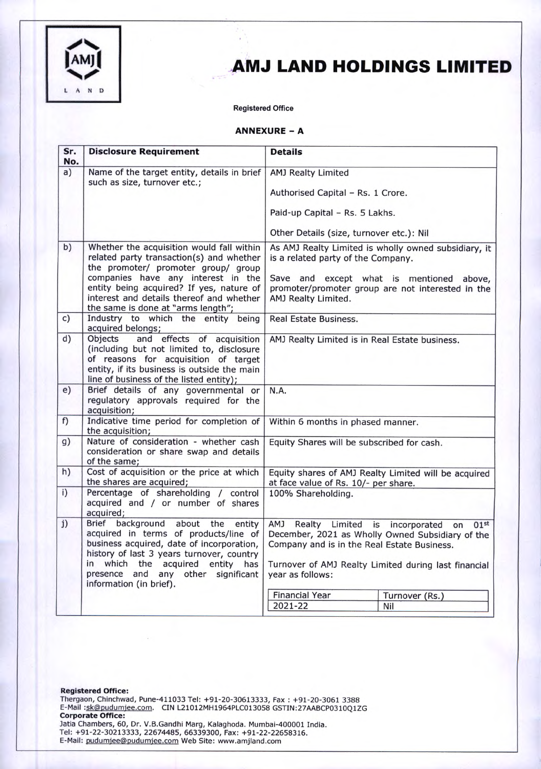# AMJ LAND HOLDINGS LIMITED

Registered Office

## ANNEXURE – A

| Sr. No. | Disclosure Requirement | Details |
|---|---|---|
| a) | Name of the target entity, details in brief such as size, turnover etc.; | AMJ Realty Limited<br><br>Authorised Capital – Rs. 1 Crore.<br><br>Paid-up Capital – Rs. 5 Lakhs.<br><br>Other Details (size, turnover etc.): Nil |
| b) | Whether the acquisition would fall within related party transaction(s) and whether the promoter/ promoter group/ group companies have any interest in the entity being acquired? If yes, nature of interest and details thereof and whether the same is done at "arms length"; | As AMJ Realty Limited is wholly owned subsidiary, it is a related party of the Company.<br><br>Save and except what is mentioned above, promoter/promoter group are not interested in the AMJ Realty Limited. |
| c) | Industry to which the entity being acquired belongs; | Real Estate Business. |
| d) | Objects and effects of acquisition (including but not limited to, disclosure of reasons for acquisition of target entity, if its business is outside the main line of business of the listed entity); | AMJ Realty Limited is in Real Estate business. |
| e) | Brief details of any governmental or regulatory approvals required for the acquisition; | N.A. |
| f) | Indicative time period for completion of the acquisition; | Within 6 months in phased manner. |
| g) | Nature of consideration - whether cash consideration or share swap and details of the same; | Equity Shares will be subscribed for cash. |
| h) | Cost of acquisition or the price at which the shares are acquired; | Equity shares of AMJ Realty Limited will be acquired at face value of Rs. 10/- per share. |
| i) | Percentage of shareholding / control acquired and / or number of shares acquired; | 100% Shareholding. |
| j) | Brief background about the entity acquired in terms of products/line of business acquired, date of incorporation, history of last 3 years turnover, country in which the acquired entity has presence and any other significant information (in brief). | AMJ Realty Limited is incorporated on 01st December, 2021 as Wholly Owned Subsidiary of the Company and is in the Real Estate Business.<br><br>Turnover of AMJ Realty Limited during last financial year as follows:<br><br>Financial Year: 2021-22 — Turnover (Rs.): Nil |

**Registered Office:**
Thergaon, Chinchwad, Pune-411033 Tel: +91-20-30613333, Fax : +91-20-3061 3388
E-Mail :sk@pudumjee.com. CIN L21012MH1964PLC013058 GSTIN:27AABCP0310Q1ZG
**Corporate Office:**
Jatia Chambers, 60, Dr. V.B.Gandhi Marg, Kalaghoda. Mumbai-400001 India.
Tel: +91-22-30213333, 22674485, 66339300, Fax: +91-22-22658316.
E-Mail: pudumjee@pudumjee.com Web Site: www.amjland.com